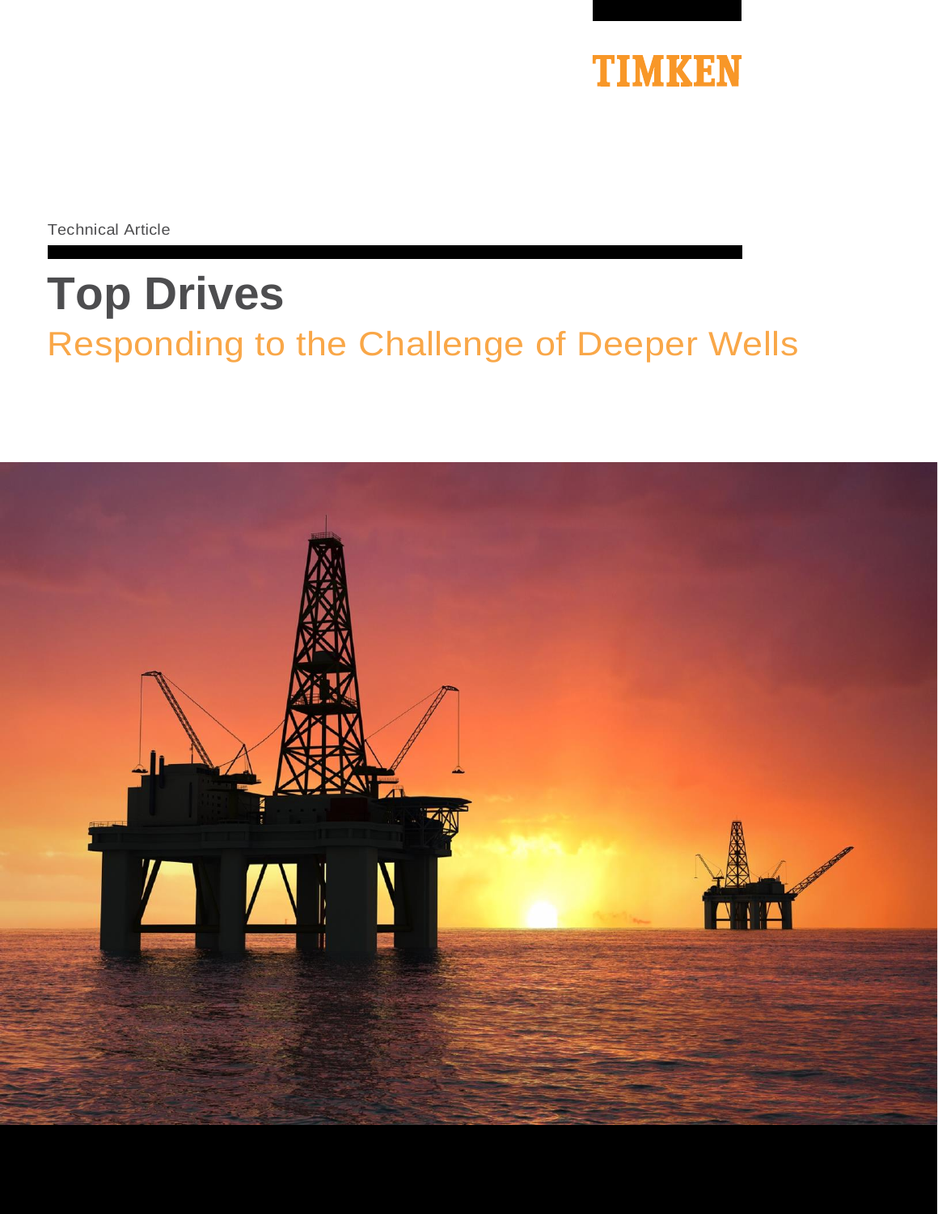TIMKEN

Technical Article

# Top Drives

## Responding to the Challenge of Deeper Wells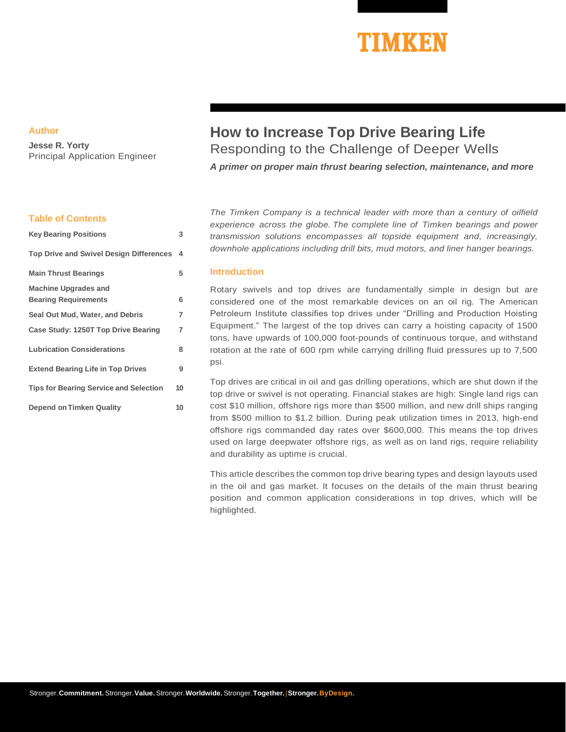# How to Increase Top Drive Bearing Life

## Responding to the Challenge of Deeper Wells

***A primer on proper main thrust bearing selection, maintenance, and more***

**Author**

**Jesse R. Yorty**
Principal Application Engineer

**Table of Contents**

| | |
|---|---|
| **Key Bearing Positions** | **3** |
| **Top Drive and Swivel Design Differences** | **4** |
| **Main Thrust Bearings** | **5** |
| **Machine Upgrades and Bearing Requirements** | **6** |
| **Seal Out Mud, Water, and Debris** | **7** |
| **Case Study: 1250T Top Drive Bearing** | **7** |
| **Lubrication Considerations** | **8** |
| **Extend Bearing Life in Top Drives** | **9** |
| **Tips for Bearing Service and Selection** | **10** |
| **Depend on Timken Quality** | **10** |

*The Timken Company is a technical leader with more than a century of oilfield experience across the globe. The complete line of Timken bearings and power transmission solutions encompasses all topside equipment and, increasingly, downhole applications including drill bits, mud motors, and liner hanger bearings.*

## Introduction

Rotary swivels and top drives are fundamentally simple in design but are considered one of the most remarkable devices on an oil rig. The American Petroleum Institute classifies top drives under "Drilling and Production Hoisting Equipment." The largest of the top drives can carry a hoisting capacity of 1500 tons, have upwards of 100,000 foot-pounds of continuous torque, and withstand rotation at the rate of 600 rpm while carrying drilling fluid pressures up to 7,500 psi.

Top drives are critical in oil and gas drilling operations, which are shut down if the top drive or swivel is not operating. Financial stakes are high: Single land rigs can cost $10 million, offshore rigs more than $500 million, and new drill ships ranging from $500 million to $1.2 billion. During peak utilization times in 2013, high-end offshore rigs commanded day rates over $600,000. This means the top drives used on large deepwater offshore rigs, as well as on land rigs, require reliability and durability as uptime is crucial.

This article describes the common top drive bearing types and design layouts used in the oil and gas market. It focuses on the details of the main thrust bearing position and common application considerations in top drives, which will be highlighted.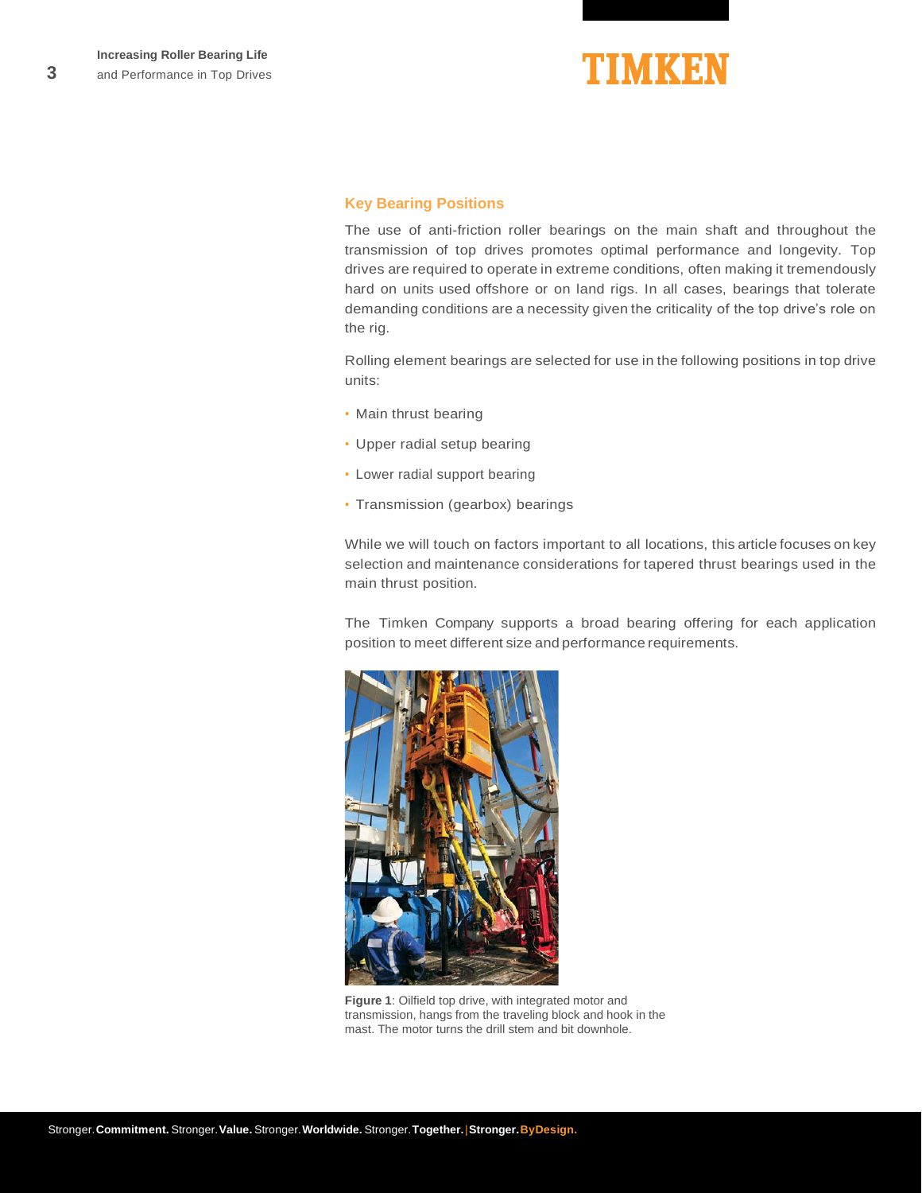## Key Bearing Positions

The use of anti-friction roller bearings on the main shaft and throughout the transmission of top drives promotes optimal performance and longevity. Top drives are required to operate in extreme conditions, often making it tremendously hard on units used offshore or on land rigs. In all cases, bearings that tolerate demanding conditions are a necessity given the criticality of the top drive's role on the rig.

Rolling element bearings are selected for use in the following positions in top drive units:

- Main thrust bearing
- Upper radial setup bearing
- Lower radial support bearing
- Transmission (gearbox) bearings

While we will touch on factors important to all locations, this article focuses on key selection and maintenance considerations for tapered thrust bearings used in the main thrust position.

The Timken Company supports a broad bearing offering for each application position to meet different size and performance requirements.

**Figure 1**: Oilfield top drive, with integrated motor and transmission, hangs from the traveling block and hook in the mast. The motor turns the drill stem and bit downhole.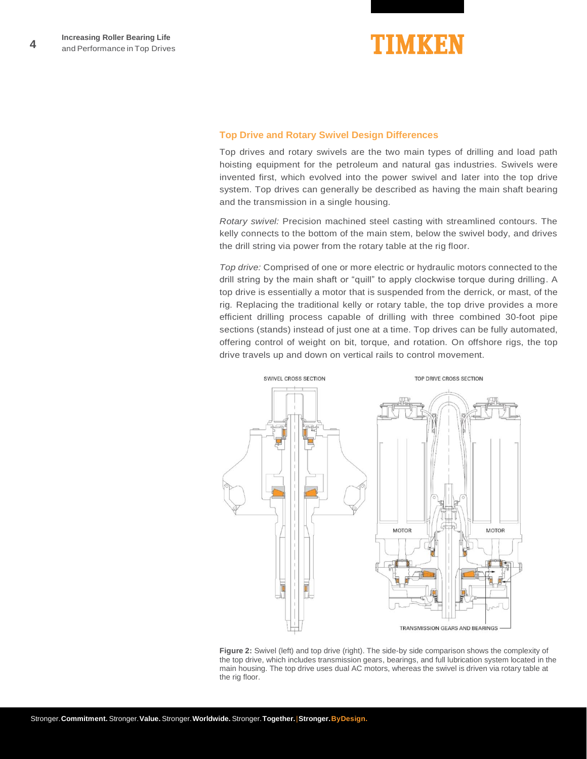## Top Drive and Rotary Swivel Design Differences

Top drives and rotary swivels are the two main types of drilling and load path hoisting equipment for the petroleum and natural gas industries. Swivels were invented first, which evolved into the power swivel and later into the top drive system. Top drives can generally be described as having the main shaft bearing and the transmission in a single housing.

*Rotary swivel:* Precision machined steel casting with streamlined contours. The kelly connects to the bottom of the main stem, below the swivel body, and drives the drill string via power from the rotary table at the rig floor.

*Top drive:* Comprised of one or more electric or hydraulic motors connected to the drill string by the main shaft or "quill" to apply clockwise torque during drilling. A top drive is essentially a motor that is suspended from the derrick, or mast, of the rig. Replacing the traditional kelly or rotary table, the top drive provides a more efficient drilling process capable of drilling with three combined 30-foot pipe sections (stands) instead of just one at a time. Top drives can be fully automated, offering control of weight on bit, torque, and rotation. On offshore rigs, the top drive travels up and down on vertical rails to control movement.

SWIVEL CROSS SECTION

TOP DRIVE CROSS SECTION

MOTOR

MOTOR

TRANSMISSION GEARS AND BEARINGS

**Figure 2:** Swivel (left) and top drive (right). The side-by side comparison shows the complexity of the top drive, which includes transmission gears, bearings, and full lubrication system located in the main housing. The top drive uses dual AC motors, whereas the swivel is driven via rotary table at the rig floor.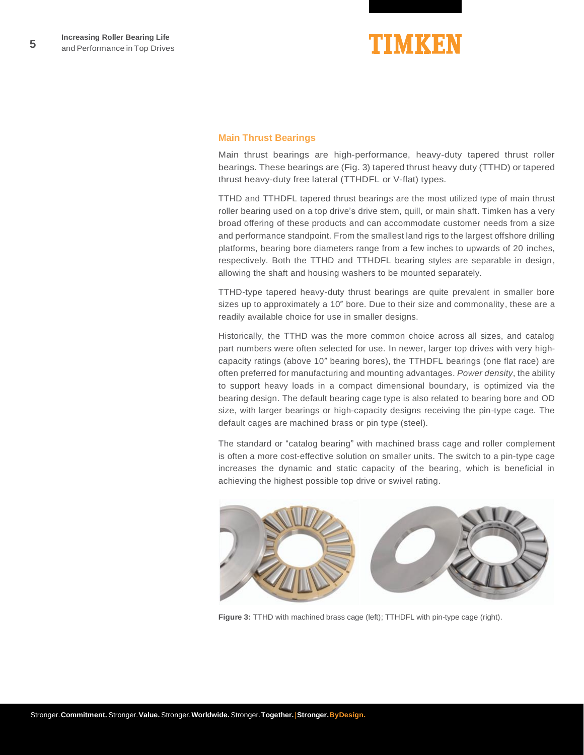## Main Thrust Bearings

Main thrust bearings are high-performance, heavy-duty tapered thrust roller bearings. These bearings are (Fig. 3) tapered thrust heavy duty (TTHD) or tapered thrust heavy-duty free lateral (TTHDFL or V-flat) types.

TTHD and TTHDFL tapered thrust bearings are the most utilized type of main thrust roller bearing used on a top drive's drive stem, quill, or main shaft. Timken has a very broad offering of these products and can accommodate customer needs from a size and performance standpoint. From the smallest land rigs to the largest offshore drilling platforms, bearing bore diameters range from a few inches to upwards of 20 inches, respectively. Both the TTHD and TTHDFL bearing styles are separable in design, allowing the shaft and housing washers to be mounted separately.

TTHD-type tapered heavy-duty thrust bearings are quite prevalent in smaller bore sizes up to approximately a 10″ bore. Due to their size and commonality, these are a readily available choice for use in smaller designs.

Historically, the TTHD was the more common choice across all sizes, and catalog part numbers were often selected for use. In newer, larger top drives with very high-capacity ratings (above 10″ bearing bores), the TTHDFL bearings (one flat race) are often preferred for manufacturing and mounting advantages. *Power density*, the ability to support heavy loads in a compact dimensional boundary, is optimized via the bearing design. The default bearing cage type is also related to bearing bore and OD size, with larger bearings or high-capacity designs receiving the pin-type cage. The default cages are machined brass or pin type (steel).

The standard or "catalog bearing" with machined brass cage and roller complement is often a more cost-effective solution on smaller units. The switch to a pin-type cage increases the dynamic and static capacity of the bearing, which is beneficial in achieving the highest possible top drive or swivel rating.

**Figure 3:** TTHD with machined brass cage (left); TTHDFL with pin-type cage (right).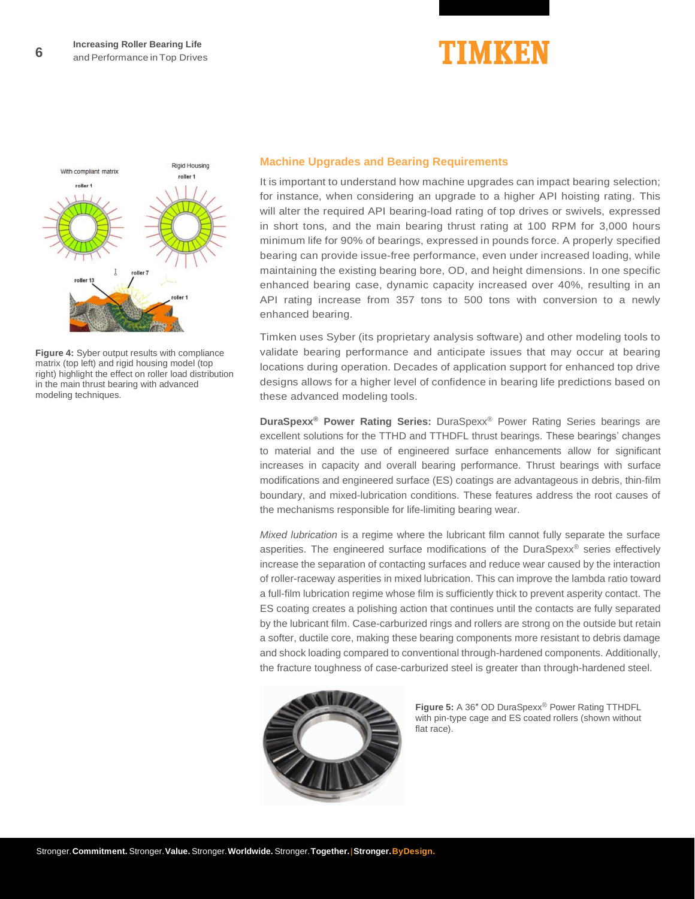**Figure 4:** Syber output results with compliance matrix (top left) and rigid housing model (top right) highlight the effect on roller load distribution in the main thrust bearing with advanced modeling techniques.

## Machine Upgrades and Bearing Requirements

It is important to understand how machine upgrades can impact bearing selection; for instance, when considering an upgrade to a higher API hoisting rating. This will alter the required API bearing-load rating of top drives or swivels, expressed in short tons, and the main bearing thrust rating at 100 RPM for 3,000 hours minimum life for 90% of bearings, expressed in pounds force. A properly specified bearing can provide issue-free performance, even under increased loading, while maintaining the existing bearing bore, OD, and height dimensions. In one specific enhanced bearing case, dynamic capacity increased over 40%, resulting in an API rating increase from 357 tons to 500 tons with conversion to a newly enhanced bearing.

Timken uses Syber (its proprietary analysis software) and other modeling tools to validate bearing performance and anticipate issues that may occur at bearing locations during operation. Decades of application support for enhanced top drive designs allows for a higher level of confidence in bearing life predictions based on these advanced modeling tools.

**DuraSpexx® Power Rating Series:** DuraSpexx® Power Rating Series bearings are excellent solutions for the TTHD and TTHDFL thrust bearings. These bearings' changes to material and the use of engineered surface enhancements allow for significant increases in capacity and overall bearing performance. Thrust bearings with surface modifications and engineered surface (ES) coatings are advantageous in debris, thin-film boundary, and mixed-lubrication conditions. These features address the root causes of the mechanisms responsible for life-limiting bearing wear.

*Mixed lubrication* is a regime where the lubricant film cannot fully separate the surface asperities. The engineered surface modifications of the DuraSpexx® series effectively increase the separation of contacting surfaces and reduce wear caused by the interaction of roller-raceway asperities in mixed lubrication. This can improve the lambda ratio toward a full-film lubrication regime whose film is sufficiently thick to prevent asperity contact. The ES coating creates a polishing action that continues until the contacts are fully separated by the lubricant film. Case-carburized rings and rollers are strong on the outside but retain a softer, ductile core, making these bearing components more resistant to debris damage and shock loading compared to conventional through-hardened components. Additionally, the fracture toughness of case-carburized steel is greater than through-hardened steel.

**Figure 5:** A 36″ OD DuraSpexx® Power Rating TTHDFL with pin-type cage and ES coated rollers (shown without flat race).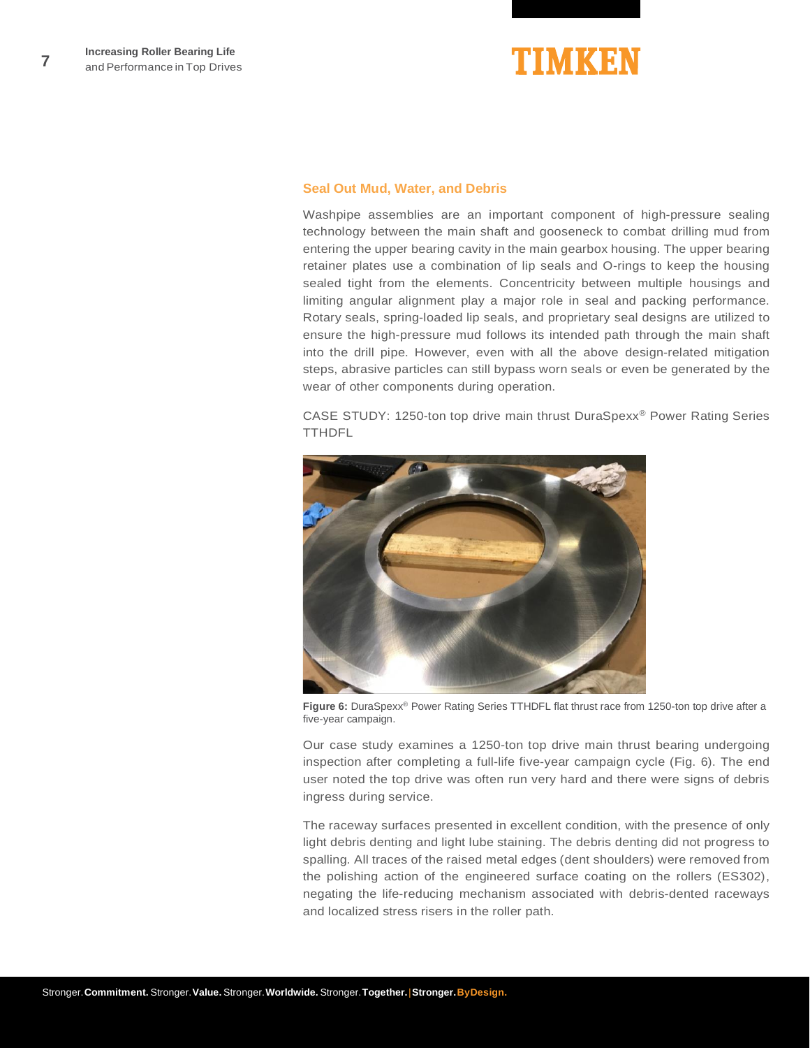## Seal Out Mud, Water, and Debris

Washpipe assemblies are an important component of high-pressure sealing technology between the main shaft and gooseneck to combat drilling mud from entering the upper bearing cavity in the main gearbox housing. The upper bearing retainer plates use a combination of lip seals and O-rings to keep the housing sealed tight from the elements. Concentricity between multiple housings and limiting angular alignment play a major role in seal and packing performance. Rotary seals, spring-loaded lip seals, and proprietary seal designs are utilized to ensure the high-pressure mud follows its intended path through the main shaft into the drill pipe. However, even with all the above design-related mitigation steps, abrasive particles can still bypass worn seals or even be generated by the wear of other components during operation.

CASE STUDY: 1250-ton top drive main thrust DuraSpexx® Power Rating Series TTHDFL

**Figure 6:** DuraSpexx® Power Rating Series TTHDFL flat thrust race from 1250-ton top drive after a five-year campaign.

Our case study examines a 1250-ton top drive main thrust bearing undergoing inspection after completing a full-life five-year campaign cycle (Fig. 6). The end user noted the top drive was often run very hard and there were signs of debris ingress during service.

The raceway surfaces presented in excellent condition, with the presence of only light debris denting and light lube staining. The debris denting did not progress to spalling. All traces of the raised metal edges (dent shoulders) were removed from the polishing action of the engineered surface coating on the rollers (ES302), negating the life-reducing mechanism associated with debris-dented raceways and localized stress risers in the roller path.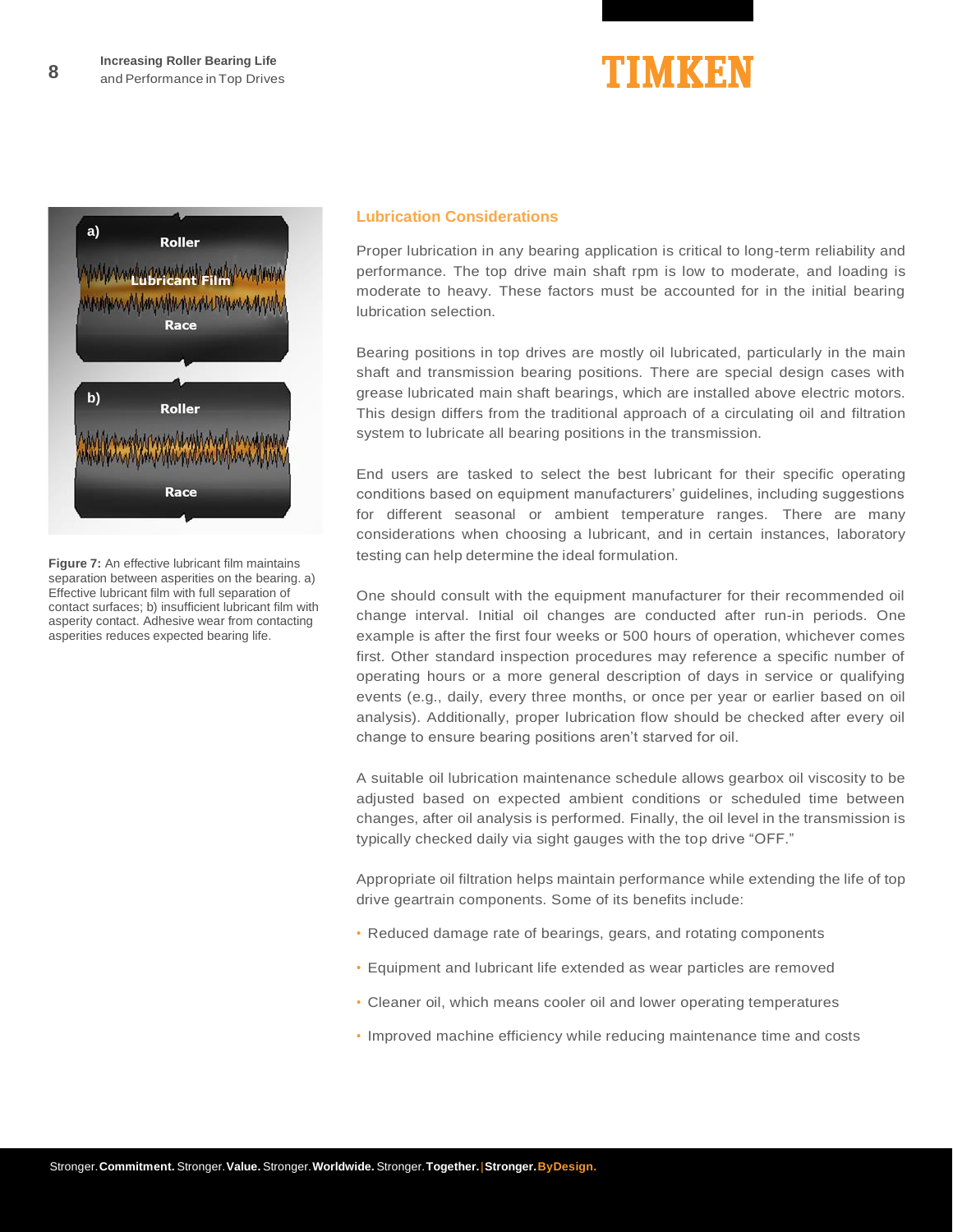Figure 7: An effective lubricant film maintains separation between asperities on the bearing. a) Effective lubricant film with full separation of contact surfaces; b) insufficient lubricant film with asperity contact. Adhesive wear from contacting asperities reduces expected bearing life.

## Lubrication Considerations

Proper lubrication in any bearing application is critical to long-term reliability and performance. The top drive main shaft rpm is low to moderate, and loading is moderate to heavy. These factors must be accounted for in the initial bearing lubrication selection.

Bearing positions in top drives are mostly oil lubricated, particularly in the main shaft and transmission bearing positions. There are special design cases with grease lubricated main shaft bearings, which are installed above electric motors. This design differs from the traditional approach of a circulating oil and filtration system to lubricate all bearing positions in the transmission.

End users are tasked to select the best lubricant for their specific operating conditions based on equipment manufacturers' guidelines, including suggestions for different seasonal or ambient temperature ranges. There are many considerations when choosing a lubricant, and in certain instances, laboratory testing can help determine the ideal formulation.

One should consult with the equipment manufacturer for their recommended oil change interval. Initial oil changes are conducted after run-in periods. One example is after the first four weeks or 500 hours of operation, whichever comes first. Other standard inspection procedures may reference a specific number of operating hours or a more general description of days in service or qualifying events (e.g., daily, every three months, or once per year or earlier based on oil analysis). Additionally, proper lubrication flow should be checked after every oil change to ensure bearing positions aren't starved for oil.

A suitable oil lubrication maintenance schedule allows gearbox oil viscosity to be adjusted based on expected ambient conditions or scheduled time between changes, after oil analysis is performed. Finally, the oil level in the transmission is typically checked daily via sight gauges with the top drive "OFF."

Appropriate oil filtration helps maintain performance while extending the life of top drive geartrain components. Some of its benefits include:

- Reduced damage rate of bearings, gears, and rotating components
- Equipment and lubricant life extended as wear particles are removed
- Cleaner oil, which means cooler oil and lower operating temperatures
- Improved machine efficiency while reducing maintenance time and costs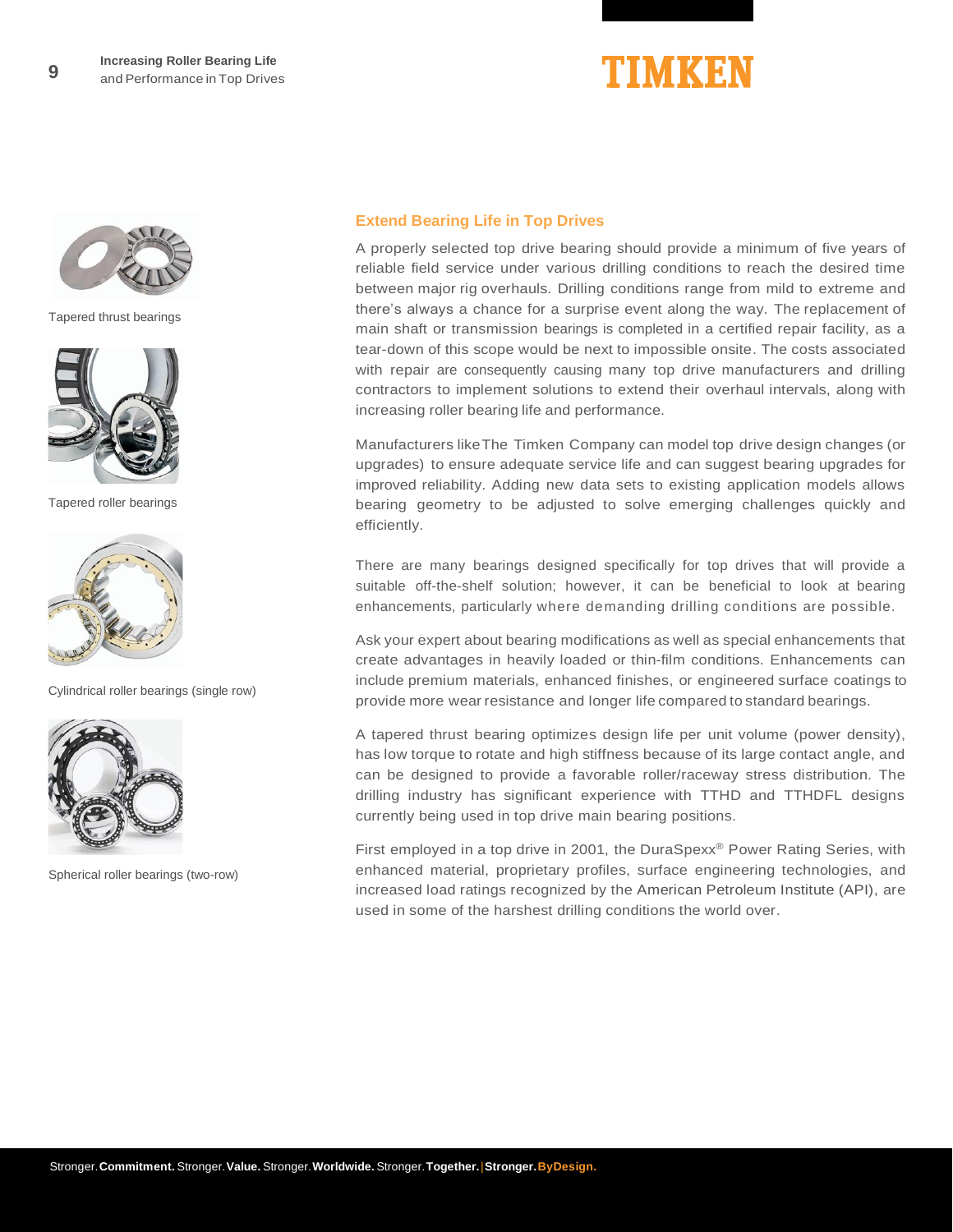Tapered thrust bearings

Tapered roller bearings

Cylindrical roller bearings (single row)

Spherical roller bearings (two-row)

## Extend Bearing Life in Top Drives

A properly selected top drive bearing should provide a minimum of five years of reliable field service under various drilling conditions to reach the desired time between major rig overhauls. Drilling conditions range from mild to extreme and there's always a chance for a surprise event along the way. The replacement of main shaft or transmission bearings is completed in a certified repair facility, as a tear-down of this scope would be next to impossible onsite. The costs associated with repair are consequently causing many top drive manufacturers and drilling contractors to implement solutions to extend their overhaul intervals, along with increasing roller bearing life and performance.

Manufacturers like The Timken Company can model top drive design changes (or upgrades) to ensure adequate service life and can suggest bearing upgrades for improved reliability. Adding new data sets to existing application models allows bearing geometry to be adjusted to solve emerging challenges quickly and efficiently.

There are many bearings designed specifically for top drives that will provide a suitable off-the-shelf solution; however, it can be beneficial to look at bearing enhancements, particularly where demanding drilling conditions are possible.

Ask your expert about bearing modifications as well as special enhancements that create advantages in heavily loaded or thin-film conditions. Enhancements can include premium materials, enhanced finishes, or engineered surface coatings to provide more wear resistance and longer life compared to standard bearings.

A tapered thrust bearing optimizes design life per unit volume (power density), has low torque to rotate and high stiffness because of its large contact angle, and can be designed to provide a favorable roller/raceway stress distribution. The drilling industry has significant experience with TTHD and TTHDFL designs currently being used in top drive main bearing positions.

First employed in a top drive in 2001, the DuraSpexx® Power Rating Series, with enhanced material, proprietary profiles, surface engineering technologies, and increased load ratings recognized by the American Petroleum Institute (API), are used in some of the harshest drilling conditions the world over.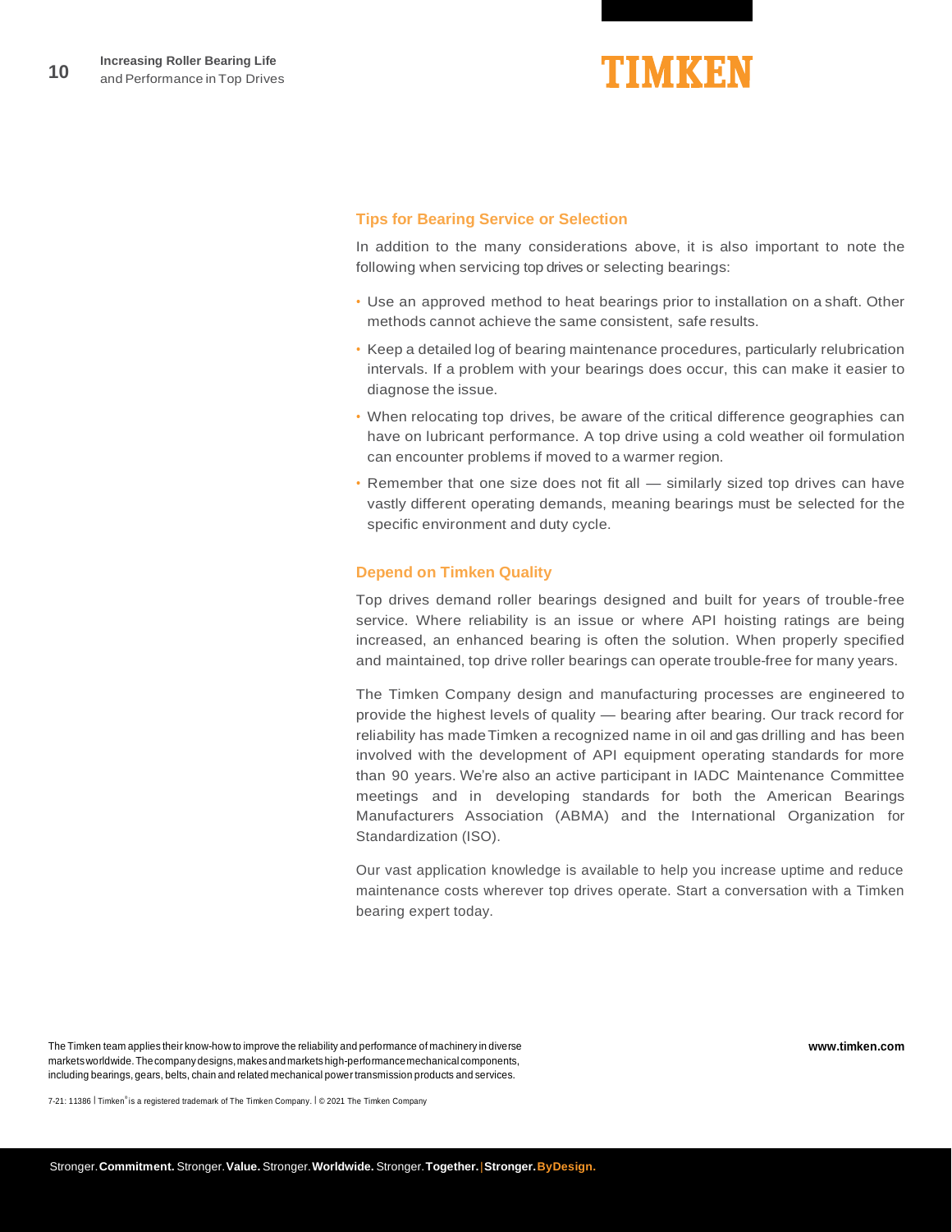## Tips for Bearing Service or Selection

In addition to the many considerations above, it is also important to note the following when servicing top drives or selecting bearings:

- Use an approved method to heat bearings prior to installation on a shaft. Other methods cannot achieve the same consistent, safe results.
- Keep a detailed log of bearing maintenance procedures, particularly relubrication intervals. If a problem with your bearings does occur, this can make it easier to diagnose the issue.
- When relocating top drives, be aware of the critical difference geographies can have on lubricant performance. A top drive using a cold weather oil formulation can encounter problems if moved to a warmer region.
- Remember that one size does not fit all — similarly sized top drives can have vastly different operating demands, meaning bearings must be selected for the specific environment and duty cycle.

## Depend on Timken Quality

Top drives demand roller bearings designed and built for years of trouble-free service. Where reliability is an issue or where API hoisting ratings are being increased, an enhanced bearing is often the solution. When properly specified and maintained, top drive roller bearings can operate trouble-free for many years.

The Timken Company design and manufacturing processes are engineered to provide the highest levels of quality — bearing after bearing. Our track record for reliability has made Timken a recognized name in oil and gas drilling and has been involved with the development of API equipment operating standards for more than 90 years. We're also an active participant in IADC Maintenance Committee meetings and in developing standards for both the American Bearings Manufacturers Association (ABMA) and the International Organization for Standardization (ISO).

Our vast application knowledge is available to help you increase uptime and reduce maintenance costs wherever top drives operate. Start a conversation with a Timken bearing expert today.

The Timken team applies their know-how to improve the reliability and performance of machinery in diverse markets worldwide. The company designs, makes and markets high-performance mechanical components, including bearings, gears, belts, chain and related mechanical power transmission products and services.

www.timken.com

7-21: 11386 | Timken® is a registered trademark of The Timken Company. | © 2021 The Timken Company

Stronger. **Commitment.** Stronger. **Value.** Stronger. **Worldwide.** Stronger. **Together.** | **Stronger. By Design.**